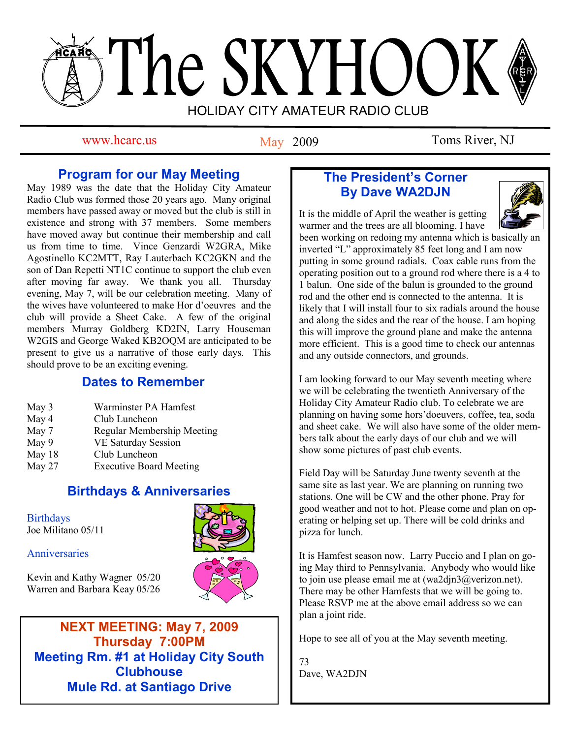# The SKYHOOK

HOLIDAY CITY AMATEUR RADIO CLUB

www.hcarc.us — May 2009 — Toms River, NJ

## Program for our May Meeting

May 1989 was the date that the Holiday City Amateur Radio Club was formed those 20 years ago. Many original members have passed away or moved but the club is still in existence and strong with 37 members. Some members have moved away but continue their membership and call us from time to time. Vince Genzardi W2GRA, Mike Agostinello KC2MTT, Ray Lauterbach KC2GKN and the son of Dan Repetti NT1C continue to support the club even after moving far away. We thank you all. Thursday evening, May 7, will be our celebration meeting. Many of the wives have volunteered to make Hor d'oeuvres and the club will provide a Sheet Cake. A few of the original members Murray Goldberg KD2IN, Larry Houseman W2GIS and George Waked KB2OQM are anticipated to be present to give us a narrative of those early days. This should prove to be an exciting evening.

## Dates to Remember

| | |
|---|---|
| May 3 | Warminster PA Hamfest |
| May 4 | Club Luncheon |
| May 7 | Regular Membership Meeting |
| May 9 | VE Saturday Session |
| May 18 | Club Luncheon |
| May 27 | Executive Board Meeting |

## Birthdays & Anniversaries

Birthdays

Joe Militano 05/11

Anniversaries

Kevin and Kathy Wagner 05/20
Warren and Barbara Keay 05/26

**NEXT MEETING: May 7, 2009**
**Thursday 7:00PM**
**Meeting Rm. #1 at Holiday City South Clubhouse**
**Mule Rd. at Santiago Drive**

## The President's Corner
### By Dave WA2DJN

It is the middle of April the weather is getting warmer and the trees are all blooming. I have been working on redoing my antenna which is basically an inverted "L" approximately 85 feet long and I am now putting in some ground radials. Coax cable runs from the operating position out to a ground rod where there is a 4 to 1 balun. One side of the balun is grounded to the ground rod and the other end is connected to the antenna. It is likely that I will install four to six radials around the house and along the sides and the rear of the house. I am hoping this will improve the ground plane and make the antenna more efficient. This is a good time to check our antennas and any outside connectors, and grounds.

I am looking forward to our May seventh meeting where we will be celebrating the twentieth Anniversary of the Holiday City Amateur Radio club. To celebrate we are planning on having some hors'doeuvers, coffee, tea, soda and sheet cake. We will also have some of the older members talk about the early days of our club and we will show some pictures of past club events.

Field Day will be Saturday June twenty seventh at the same site as last year. We are planning on running two stations. One will be CW and the other phone. Pray for good weather and not to hot. Please come and plan on operating or helping set up. There will be cold drinks and pizza for lunch.

It is Hamfest season now. Larry Puccio and I plan on going May third to Pennsylvania. Anybody who would like to join use please email me at (wa2djn3@verizon.net). There may be other Hamfests that we will be going to. Please RSVP me at the above email address so we can plan a joint ride.

Hope to see all of you at the May seventh meeting.

73
Dave, WA2DJN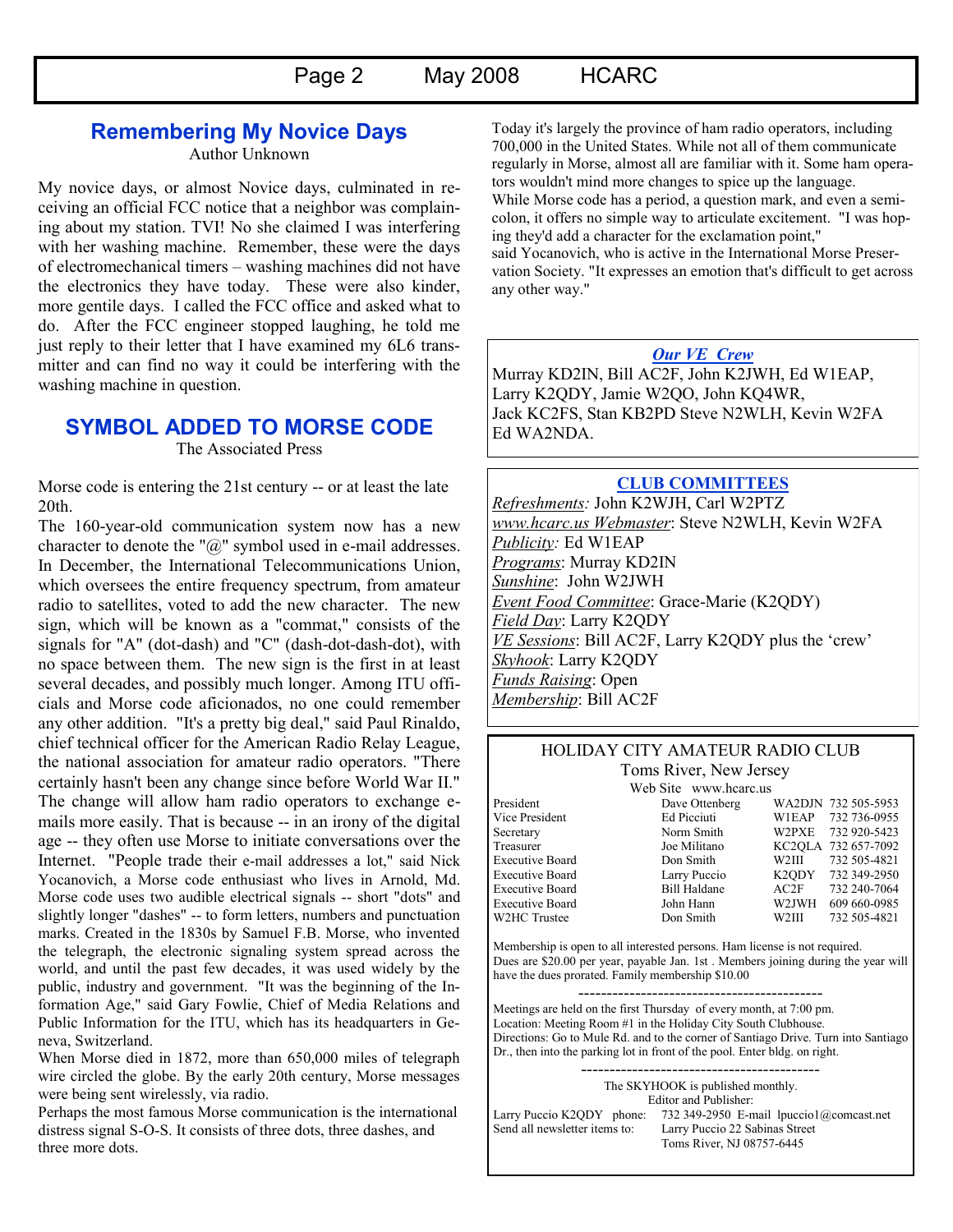## Remembering My Novice Days

Author Unknown

My novice days, or almost Novice days, culminated in receiving an official FCC notice that a neighbor was complaining about my station. TVI! No she claimed I was interfering with her washing machine. Remember, these were the days of electromechanical timers – washing machines did not have the electronics they have today. These were also kinder, more gentile days. I called the FCC office and asked what to do. After the FCC engineer stopped laughing, he told me just reply to their letter that I have examined my 6L6 transmitter and can find no way it could be interfering with the washing machine in question.

## SYMBOL ADDED TO MORSE CODE

The Associated Press

Morse code is entering the 21st century -- or at least the late 20th.

The 160-year-old communication system now has a new character to denote the "@" symbol used in e-mail addresses. In December, the International Telecommunications Union, which oversees the entire frequency spectrum, from amateur radio to satellites, voted to add the new character. The new sign, which will be known as a "commat," consists of the signals for "A" (dot-dash) and "C" (dash-dot-dash-dot), with no space between them. The new sign is the first in at least several decades, and possibly much longer. Among ITU officials and Morse code aficionados, no one could remember any other addition. "It's a pretty big deal," said Paul Rinaldo, chief technical officer for the American Radio Relay League, the national association for amateur radio operators. "There certainly hasn't been any change since before World War II." The change will allow ham radio operators to exchange e-mails more easily. That is because -- in an irony of the digital age -- they often use Morse to initiate conversations over the Internet. "People trade their e-mail addresses a lot," said Nick Yocanovich, a Morse code enthusiast who lives in Arnold, Md. Morse code uses two audible electrical signals -- short "dots" and slightly longer "dashes" -- to form letters, numbers and punctuation marks. Created in the 1830s by Samuel F.B. Morse, who invented the telegraph, the electronic signaling system spread across the world, and until the past few decades, it was used widely by the public, industry and government. "It was the beginning of the Information Age," said Gary Fowlie, Chief of Media Relations and Public Information for the ITU, which has its headquarters in Geneva, Switzerland.

When Morse died in 1872, more than 650,000 miles of telegraph wire circled the globe. By the early 20th century, Morse messages were being sent wirelessly, via radio.

Perhaps the most famous Morse communication is the international distress signal S-O-S. It consists of three dots, three dashes, and three more dots.

Today it's largely the province of ham radio operators, including 700,000 in the United States. While not all of them communicate regularly in Morse, almost all are familiar with it. Some ham operators wouldn't mind more changes to spice up the language.

While Morse code has a period, a question mark, and even a semicolon, it offers no simple way to articulate excitement. "I was hoping they'd add a character for the exclamation point," said Yocanovich, who is active in the International Morse Preservation Society. "It expresses an emotion that's difficult to get across any other way."

### *Our VE Crew*

Murray KD2IN, Bill AC2F, John K2JWH, Ed W1EAP, Larry K2QDY, Jamie W2QO, John KQ4WR, Jack KC2FS, Stan KB2PD Steve N2WLH, Kevin W2FA Ed WA2NDA.

### CLUB COMMITTEES

*Refreshments:* John K2WJH, Carl W2PTZ
*www.hcarc.us Webmaster*: Steve N2WLH, Kevin W2FA
*Publicity:* Ed W1EAP
*Programs*: Murray KD2IN
*Sunshine*: John W2JWH
*Event Food Committee*: Grace-Marie (K2QDY)
*Field Day*: Larry K2QDY
*VE Sessions*: Bill AC2F, Larry K2QDY plus the 'crew'
*Skyhook*: Larry K2QDY
*Funds Raising*: Open
*Membership*: Bill AC2F

### HOLIDAY CITY AMATEUR RADIO CLUB

Toms River, New Jersey

Web Site www.hcarc.us

| Position | Name | Call | Phone |
|---|---|---|---|
| President | Dave Ottenberg | WA2DJN | 732 505-5953 |
| Vice President | Ed Picciuti | W1EAP | 732 736-0955 |
| Secretary | Norm Smith | W2PXE | 732 920-5423 |
| Treasurer | Joe Militano | KC2QLA | 732 657-7092 |
| Executive Board | Don Smith | W2III | 732 505-4821 |
| Executive Board | Larry Puccio | K2QDY | 732 349-2950 |
| Executive Board | Bill Haldane | AC2F | 732 240-7064 |
| Executive Board | John Hann | W2JWH | 609 660-0985 |
| W2HC Trustee | Don Smith | W2III | 732 505-4821 |

Membership is open to all interested persons. Ham license is not required. Dues are $20.00 per year, payable Jan. 1st . Members joining during the year will have the dues prorated. Family membership $10.00

------------------------------------------

Meetings are held on the first Thursday of every month, at 7:00 pm.
Location: Meeting Room #1 in the Holiday City South Clubhouse.
Directions: Go to Mule Rd. and to the corner of Santiago Drive. Turn into Santiago Dr., then into the parking lot in front of the pool. Enter bldg. on right.

------------------------------------------

The SKYHOOK is published monthly.
Editor and Publisher:
Larry Puccio K2QDY phone: 732 349-2950 E-mail lpuccio1@comcast.net
Send all newsletter items to: Larry Puccio 22 Sabinas Street
Toms River, NJ 08757-6445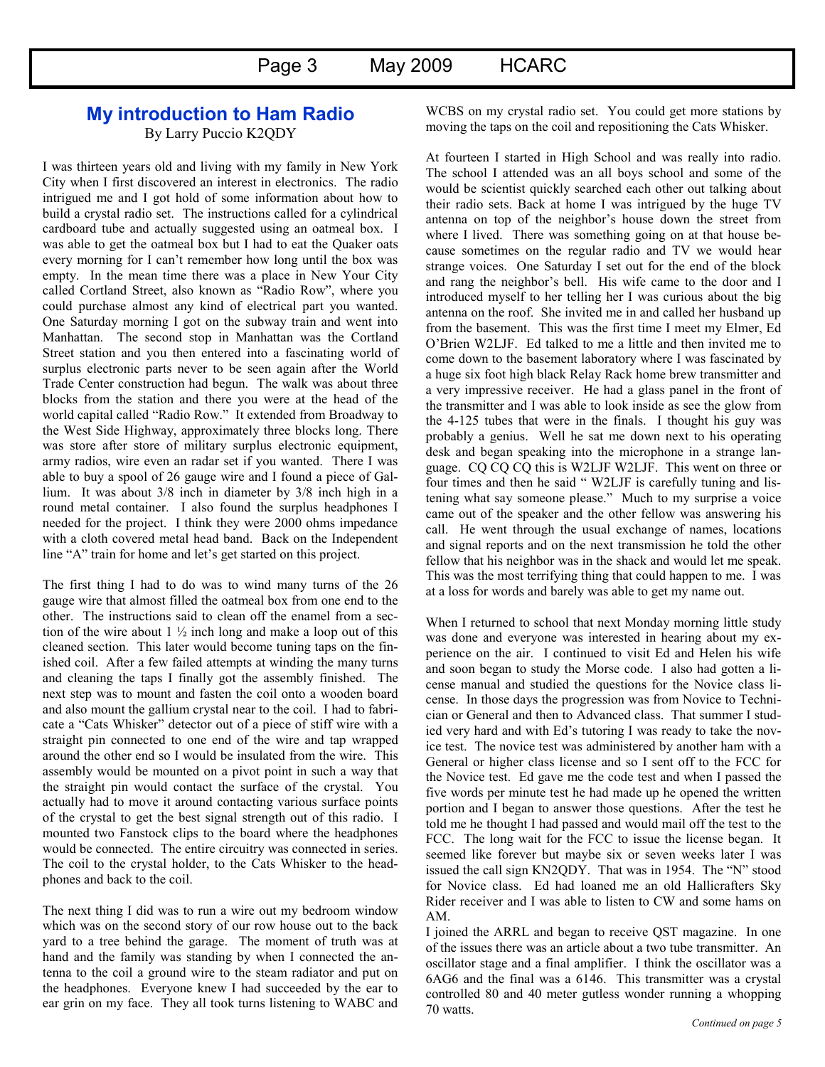## My introduction to Ham Radio

By Larry Puccio K2QDY

I was thirteen years old and living with my family in New York City when I first discovered an interest in electronics. The radio intrigued me and I got hold of some information about how to build a crystal radio set. The instructions called for a cylindrical cardboard tube and actually suggested using an oatmeal box. I was able to get the oatmeal box but I had to eat the Quaker oats every morning for I can't remember how long until the box was empty. In the mean time there was a place in New Your City called Cortland Street, also known as "Radio Row", where you could purchase almost any kind of electrical part you wanted. One Saturday morning I got on the subway train and went into Manhattan. The second stop in Manhattan was the Cortland Street station and you then entered into a fascinating world of surplus electronic parts never to be seen again after the World Trade Center construction had begun. The walk was about three blocks from the station and there you were at the head of the world capital called "Radio Row." It extended from Broadway to the West Side Highway, approximately three blocks long. There was store after store of military surplus electronic equipment, army radios, wire even an radar set if you wanted. There I was able to buy a spool of 26 gauge wire and I found a piece of Gallium. It was about 3/8 inch in diameter by 3/8 inch high in a round metal container. I also found the surplus headphones I needed for the project. I think they were 2000 ohms impedance with a cloth covered metal head band. Back on the Independent line "A" train for home and let's get started on this project.

The first thing I had to do was to wind many turns of the 26 gauge wire that almost filled the oatmeal box from one end to the other. The instructions said to clean off the enamel from a section of the wire about 1 ½ inch long and make a loop out of this cleaned section. This later would become tuning taps on the finished coil. After a few failed attempts at winding the many turns and cleaning the taps I finally got the assembly finished. The next step was to mount and fasten the coil onto a wooden board and also mount the gallium crystal near to the coil. I had to fabricate a "Cats Whisker" detector out of a piece of stiff wire with a straight pin connected to one end of the wire and tap wrapped around the other end so I would be insulated from the wire. This assembly would be mounted on a pivot point in such a way that the straight pin would contact the surface of the crystal. You actually had to move it around contacting various surface points of the crystal to get the best signal strength out of this radio. I mounted two Fanstock clips to the board where the headphones would be connected. The entire circuitry was connected in series. The coil to the crystal holder, to the Cats Whisker to the headphones and back to the coil.

The next thing I did was to run a wire out my bedroom window which was on the second story of our row house out to the back yard to a tree behind the garage. The moment of truth was at hand and the family was standing by when I connected the antenna to the coil a ground wire to the steam radiator and put on the headphones. Everyone knew I had succeeded by the ear to ear grin on my face. They all took turns listening to WABC and WCBS on my crystal radio set. You could get more stations by moving the taps on the coil and repositioning the Cats Whisker.

At fourteen I started in High School and was really into radio. The school I attended was an all boys school and some of the would be scientist quickly searched each other out talking about their radio sets. Back at home I was intrigued by the huge TV antenna on top of the neighbor's house down the street from where I lived. There was something going on at that house because sometimes on the regular radio and TV we would hear strange voices. One Saturday I set out for the end of the block and rang the neighbor's bell. His wife came to the door and I introduced myself to her telling her I was curious about the big antenna on the roof. She invited me in and called her husband up from the basement. This was the first time I meet my Elmer, Ed O'Brien W2LJF. Ed talked to me a little and then invited me to come down to the basement laboratory where I was fascinated by a huge six foot high black Relay Rack home brew transmitter and a very impressive receiver. He had a glass panel in the front of the transmitter and I was able to look inside as see the glow from the 4-125 tubes that were in the finals. I thought his guy was probably a genius. Well he sat me down next to his operating desk and began speaking into the microphone in a strange language. CQ CQ CQ this is W2LJF W2LJF. This went on three or four times and then he said " W2LJF is carefully tuning and listening what say someone please." Much to my surprise a voice came out of the speaker and the other fellow was answering his call. He went through the usual exchange of names, locations and signal reports and on the next transmission he told the other fellow that his neighbor was in the shack and would let me speak. This was the most terrifying thing that could happen to me. I was at a loss for words and barely was able to get my name out.

When I returned to school that next Monday morning little study was done and everyone was interested in hearing about my experience on the air. I continued to visit Ed and Helen his wife and soon began to study the Morse code. I also had gotten a license manual and studied the questions for the Novice class license. In those days the progression was from Novice to Technician or General and then to Advanced class. That summer I studied very hard and with Ed's tutoring I was ready to take the novice test. The novice test was administered by another ham with a General or higher class license and so I sent off to the FCC for the Novice test. Ed gave me the code test and when I passed the five words per minute test he had made up he opened the written portion and I began to answer those questions. After the test he told me he thought I had passed and would mail off the test to the FCC. The long wait for the FCC to issue the license began. It seemed like forever but maybe six or seven weeks later I was issued the call sign KN2QDY. That was in 1954. The "N" stood for Novice class. Ed had loaned me an old Hallicrafters Sky Rider receiver and I was able to listen to CW and some hams on AM.

I joined the ARRL and began to receive QST magazine. In one of the issues there was an article about a two tube transmitter. An oscillator stage and a final amplifier. I think the oscillator was a 6AG6 and the final was a 6146. This transmitter was a crystal controlled 80 and 40 meter gutless wonder running a whopping 70 watts.

*Continued on page 5*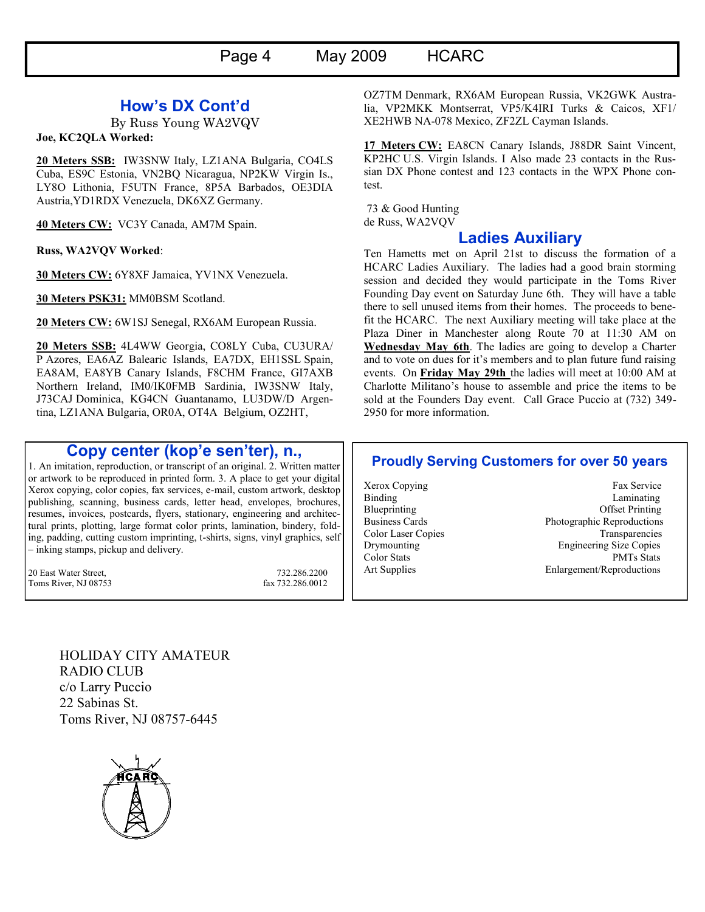## How's DX Cont'd

By Russ Young WA2VQV

**Joe, KC2QLA Worked:**

**20 Meters SSB:** IW3SNW Italy, LZ1ANA Bulgaria, CO4LS Cuba, ES9C Estonia, VN2BQ Nicaragua, NP2KW Virgin Is., LY8O Lithonia, F5UTN France, 8P5A Barbados, OE3DIA Austria,YD1RDX Venezuela, DK6XZ Germany.

**40 Meters CW:** VC3Y Canada, AM7M Spain.

**Russ, WA2VQV Worked**:

**30 Meters CW:** 6Y8XF Jamaica, YV1NX Venezuela.

**30 Meters PSK31:** MM0BSM Scotland.

**20 Meters CW:** 6W1SJ Senegal, RX6AM European Russia.

**20 Meters SSB:** 4L4WW Georgia, CO8LY Cuba, CU3URA/P Azores, EA6AZ Balearic Islands, EA7DX, EH1SSL Spain, EA8AM, EA8YB Canary Islands, F8CHM France, GI7AXB Northern Ireland, IM0/IK0FMB Sardinia, IW3SNW Italy, J73CAJ Dominica, KG4CN Guantanamo, LU3DW/D Argentina, LZ1ANA Bulgaria, OR0A, OT4A Belgium, OZ2HT, OZ7TM Denmark, RX6AM European Russia, VK2GWK Australia, VP2MKK Montserrat, VP5/K4IRI Turks & Caicos, XF1/XE2HWB NA-078 Mexico, ZF2ZL Cayman Islands.

**17 Meters CW:** EA8CN Canary Islands, J88DR Saint Vincent, KP2HC U.S. Virgin Islands. I Also made 23 contacts in the Russian DX Phone contest and 123 contacts in the WPX Phone contest.

73 & Good Hunting
de Russ, WA2VQV

## Ladies Auxiliary

Ten Hametts met on April 21st to discuss the formation of a HCARC Ladies Auxiliary. The ladies had a good brain storming session and decided they would participate in the Toms River Founding Day event on Saturday June 6th. They will have a table there to sell unused items from their homes. The proceeds to benefit the HCARC. The next Auxiliary meeting will take place at the Plaza Diner in Manchester along Route 70 at 11:30 AM on **Wednesday May 6th**. The ladies are going to develop a Charter and to vote on dues for it's members and to plan future fund raising events. On **Friday May 29th** the ladies will meet at 10:00 AM at Charlotte Militano's house to assemble and price the items to be sold at the Founders Day event. Call Grace Puccio at (732) 349-2950 for more information.

## Copy center (kop'e sen'ter), n.,

1. An imitation, reproduction, or transcript of an original. 2. Written matter or artwork to be reproduced in printed form. 3. A place to get your digital Xerox copying, color copies, fax services, e-mail, custom artwork, desktop publishing, scanning, business cards, letter head, envelopes, brochures, resumes, invoices, postcards, flyers, stationary, engineering and architectural prints, plotting, large format color prints, lamination, bindery, folding, padding, cutting custom imprinting, t-shirts, signs, vinyl graphics, self – inking stamps, pickup and delivery.

20 East Water Street, 732.286.2200
Toms River, NJ 08753 fax 732.286.0012

## Proudly Serving Customers for over 50 years

| | |
|---|---|
| Xerox Copying | Fax Service |
| Binding | Laminating |
| Blueprinting | Offset Printing |
| Business Cards | Photographic Reproductions |
| Color Laser Copies | Transparencies |
| Drymounting | Engineering Size Copies |
| Color Stats | PMTs Stats |
| Art Supplies | Enlargement/Reproductions |

HOLIDAY CITY AMATEUR
RADIO CLUB
c/o Larry Puccio
22 Sabinas St.
Toms River, NJ 08757-6445

HCARC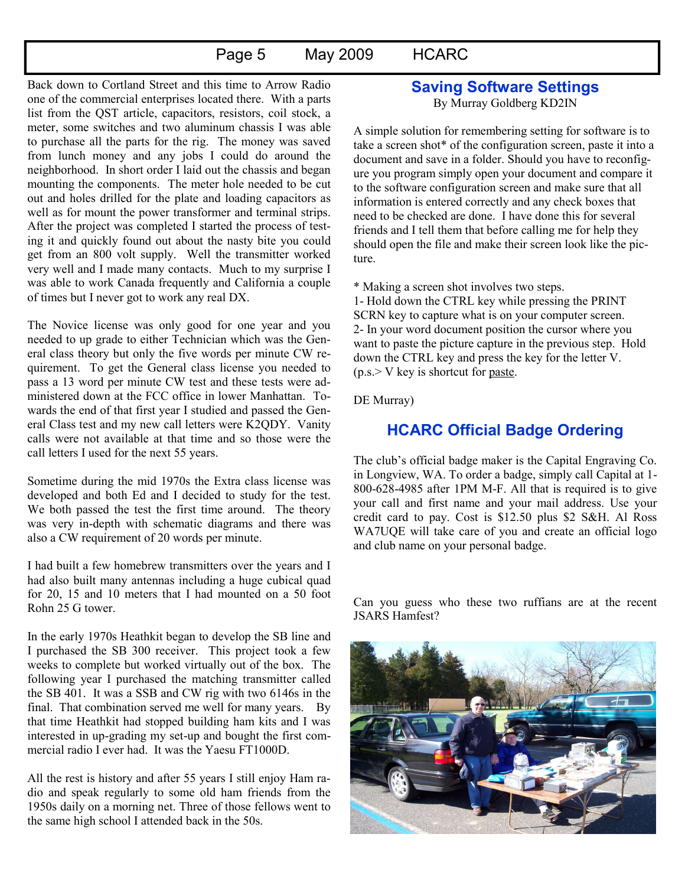Back down to Cortland Street and this time to Arrow Radio one of the commercial enterprises located there. With a parts list from the QST article, capacitors, resistors, coil stock, a meter, some switches and two aluminum chassis I was able to purchase all the parts for the rig. The money was saved from lunch money and any jobs I could do around the neighborhood. In short order I laid out the chassis and began mounting the components. The meter hole needed to be cut out and holes drilled for the plate and loading capacitors as well as for mount the power transformer and terminal strips. After the project was completed I started the process of testing it and quickly found out about the nasty bite you could get from an 800 volt supply. Well the transmitter worked very well and I made many contacts. Much to my surprise I was able to work Canada frequently and California a couple of times but I never got to work any real DX.

The Novice license was only good for one year and you needed to up grade to either Technician which was the General class theory but only the five words per minute CW requirement. To get the General class license you needed to pass a 13 word per minute CW test and these tests were administered down at the FCC office in lower Manhattan. Towards the end of that first year I studied and passed the General Class test and my new call letters were K2QDY. Vanity calls were not available at that time and so those were the call letters I used for the next 55 years.

Sometime during the mid 1970s the Extra class license was developed and both Ed and I decided to study for the test. We both passed the test the first time around. The theory was very in-depth with schematic diagrams and there was also a CW requirement of 20 words per minute.

I had built a few homebrew transmitters over the years and I had also built many antennas including a huge cubical quad for 20, 15 and 10 meters that I had mounted on a 50 foot Rohn 25 G tower.

In the early 1970s Heathkit began to develop the SB line and I purchased the SB 300 receiver. This project took a few weeks to complete but worked virtually out of the box. The following year I purchased the matching transmitter called the SB 401. It was a SSB and CW rig with two 6146s in the final. That combination served me well for many years. By that time Heathkit had stopped building ham kits and I was interested in up-grading my set-up and bought the first commercial radio I ever had. It was the Yaesu FT1000D.

All the rest is history and after 55 years I still enjoy Ham radio and speak regularly to some old ham friends from the 1950s daily on a morning net. Three of those fellows went to the same high school I attended back in the 50s.

## Saving Software Settings

By Murray Goldberg KD2IN

A simple solution for remembering setting for software is to take a screen shot* of the configuration screen, paste it into a document and save in a folder. Should you have to reconfigure you program simply open your document and compare it to the software configuration screen and make sure that all information is entered correctly and any check boxes that need to be checked are done. I have done this for several friends and I tell them that before calling me for help they should open the file and make their screen look like the picture.

* Making a screen shot involves two steps.
1- Hold down the CTRL key while pressing the PRINT SCRN key to capture what is on your computer screen.
2- In your word document position the cursor where you want to paste the picture capture in the previous step. Hold down the CTRL key and press the key for the letter V.
(p.s.> V key is shortcut for paste.

DE Murray)

## HCARC Official Badge Ordering

The club's official badge maker is the Capital Engraving Co. in Longview, WA. To order a badge, simply call Capital at 1-800-628-4985 after 1PM M-F. All that is required is to give your call and first name and your mail address. Use your credit card to pay. Cost is $12.50 plus $2 S&H. Al Ross WA7UQE will take care of you and create an official logo and club name on your personal badge.

Can you guess who these two ruffians are at the recent JSARS Hamfest?